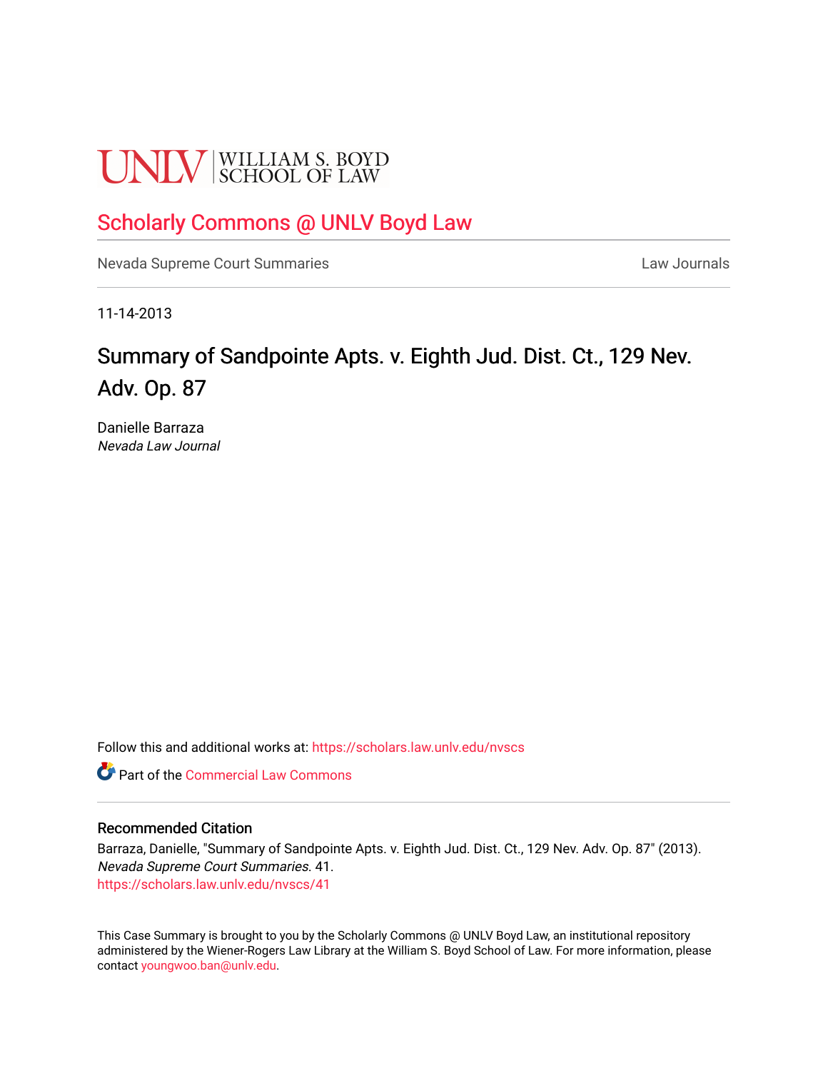UNLV | WILLIAM S. BOYD SCHOOL OF LAW

[Scholarly Commons @ UNLV Boyd Law](https://scholars.law.unlv.edu/)

Nevada Supreme Court Summaries — Law Journals

11-14-2013

# Summary of Sandpointe Apts. v. Eighth Jud. Dist. Ct., 129 Nev. Adv. Op. 87

Danielle Barraza
*Nevada Law Journal*

Follow this and additional works at: https://scholars.law.unlv.edu/nvscs

Part of the Commercial Law Commons

## Recommended Citation

Barraza, Danielle, "Summary of Sandpointe Apts. v. Eighth Jud. Dist. Ct., 129 Nev. Adv. Op. 87" (2013). *Nevada Supreme Court Summaries*. 41.
https://scholars.law.unlv.edu/nvscs/41

This Case Summary is brought to you by the Scholarly Commons @ UNLV Boyd Law, an institutional repository administered by the Wiener-Rogers Law Library at the William S. Boyd School of Law. For more information, please contact youngwoo.ban@unlv.edu.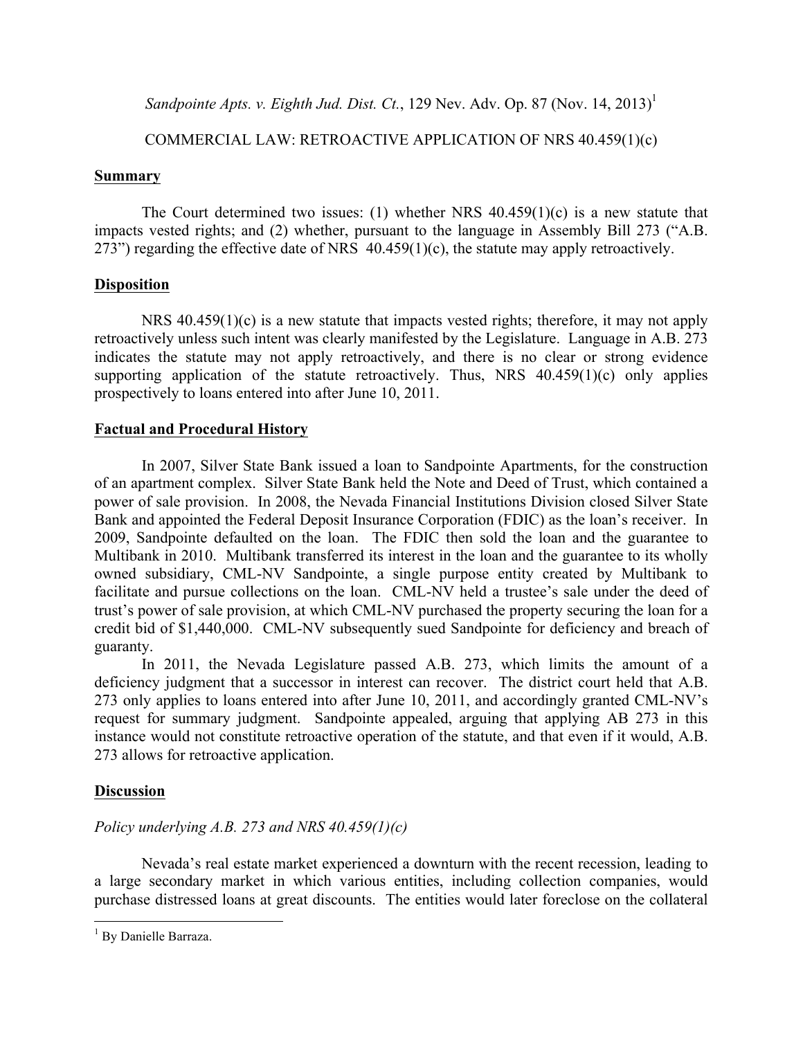*Sandpointe Apts. v. Eighth Jud. Dist. Ct.*, 129 Nev. Adv. Op. 87 (Nov. 14, 2013)[1]

COMMERCIAL LAW: RETROACTIVE APPLICATION OF NRS 40.459(1)(c)

## Summary

The Court determined two issues: (1) whether NRS 40.459(1)(c) is a new statute that impacts vested rights; and (2) whether, pursuant to the language in Assembly Bill 273 ("A.B. 273") regarding the effective date of NRS 40.459(1)(c), the statute may apply retroactively.

## Disposition

NRS 40.459(1)(c) is a new statute that impacts vested rights; therefore, it may not apply retroactively unless such intent was clearly manifested by the Legislature. Language in A.B. 273 indicates the statute may not apply retroactively, and there is no clear or strong evidence supporting application of the statute retroactively. Thus, NRS 40.459(1)(c) only applies prospectively to loans entered into after June 10, 2011.

## Factual and Procedural History

In 2007, Silver State Bank issued a loan to Sandpointe Apartments, for the construction of an apartment complex. Silver State Bank held the Note and Deed of Trust, which contained a power of sale provision. In 2008, the Nevada Financial Institutions Division closed Silver State Bank and appointed the Federal Deposit Insurance Corporation (FDIC) as the loan's receiver. In 2009, Sandpointe defaulted on the loan. The FDIC then sold the loan and the guarantee to Multibank in 2010. Multibank transferred its interest in the loan and the guarantee to its wholly owned subsidiary, CML-NV Sandpointe, a single purpose entity created by Multibank to facilitate and pursue collections on the loan. CML-NV held a trustee's sale under the deed of trust's power of sale provision, at which CML-NV purchased the property securing the loan for a credit bid of $1,440,000. CML-NV subsequently sued Sandpointe for deficiency and breach of guaranty.

In 2011, the Nevada Legislature passed A.B. 273, which limits the amount of a deficiency judgment that a successor in interest can recover. The district court held that A.B. 273 only applies to loans entered into after June 10, 2011, and accordingly granted CML-NV's request for summary judgment. Sandpointe appealed, arguing that applying AB 273 in this instance would not constitute retroactive operation of the statute, and that even if it would, A.B. 273 allows for retroactive application.

## Discussion

### *Policy underlying A.B. 273 and NRS 40.459(1)(c)*

Nevada's real estate market experienced a downturn with the recent recession, leading to a large secondary market in which various entities, including collection companies, would purchase distressed loans at great discounts. The entities would later foreclose on the collateral

---

[1] By Danielle Barraza.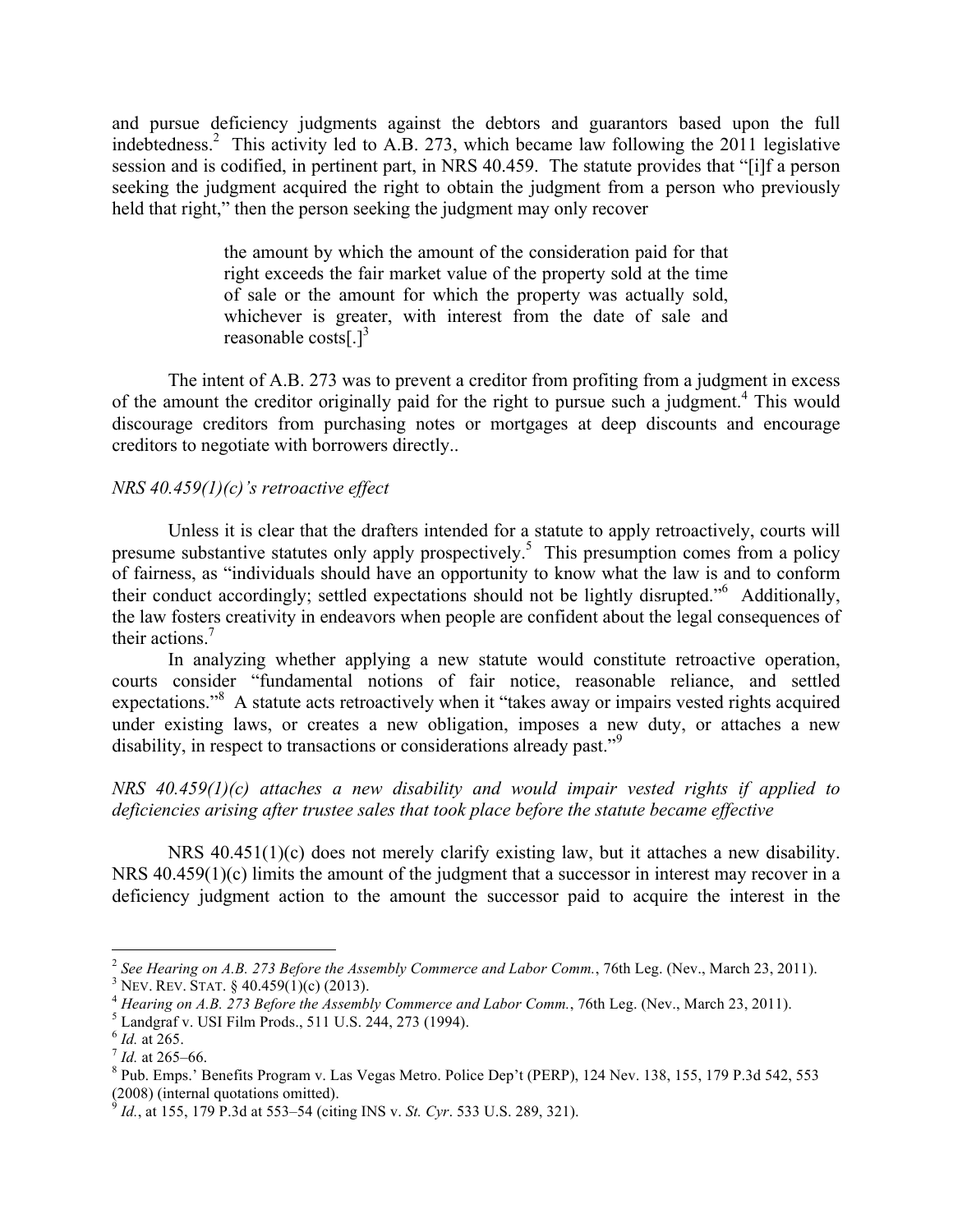and pursue deficiency judgments against the debtors and guarantors based upon the full indebtedness.[2] This activity led to A.B. 273, which became law following the 2011 legislative session and is codified, in pertinent part, in NRS 40.459. The statute provides that "[i]f a person seeking the judgment acquired the right to obtain the judgment from a person who previously held that right," then the person seeking the judgment may only recover

> the amount by which the amount of the consideration paid for that right exceeds the fair market value of the property sold at the time of sale or the amount for which the property was actually sold, whichever is greater, with interest from the date of sale and reasonable costs[.][3]

The intent of A.B. 273 was to prevent a creditor from profiting from a judgment in excess of the amount the creditor originally paid for the right to pursue such a judgment.[4] This would discourage creditors from purchasing notes or mortgages at deep discounts and encourage creditors to negotiate with borrowers directly..

*NRS 40.459(1)(c)'s retroactive effect*

Unless it is clear that the drafters intended for a statute to apply retroactively, courts will presume substantive statutes only apply prospectively.[5] This presumption comes from a policy of fairness, as "individuals should have an opportunity to know what the law is and to conform their conduct accordingly; settled expectations should not be lightly disrupted."[6] Additionally, the law fosters creativity in endeavors when people are confident about the legal consequences of their actions.[7]

In analyzing whether applying a new statute would constitute retroactive operation, courts consider "fundamental notions of fair notice, reasonable reliance, and settled expectations."[8] A statute acts retroactively when it "takes away or impairs vested rights acquired under existing laws, or creates a new obligation, imposes a new duty, or attaches a new disability, in respect to transactions or considerations already past."[9]

*NRS 40.459(1)(c) attaches a new disability and would impair vested rights if applied to deficiencies arising after trustee sales that took place before the statute became effective*

NRS 40.451(1)(c) does not merely clarify existing law, but it attaches a new disability. NRS 40.459(1)(c) limits the amount of the judgment that a successor in interest may recover in a deficiency judgment action to the amount the successor paid to acquire the interest in the

---

[2] *See Hearing on A.B. 273 Before the Assembly Commerce and Labor Comm.*, 76th Leg. (Nev., March 23, 2011).

[3] NEV. REV. STAT. § 40.459(1)(c) (2013).

[4] *Hearing on A.B. 273 Before the Assembly Commerce and Labor Comm.*, 76th Leg. (Nev., March 23, 2011).

[5] Landgraf v. USI Film Prods., 511 U.S. 244, 273 (1994).

[6] *Id.* at 265.

[7] *Id.* at 265–66.

[8] Pub. Emps.' Benefits Program v. Las Vegas Metro. Police Dep't (PERP), 124 Nev. 138, 155, 179 P.3d 542, 553 (2008) (internal quotations omitted).

[9] *Id.*, at 155, 179 P.3d at 553–54 (citing INS v. *St. Cyr*. 533 U.S. 289, 321).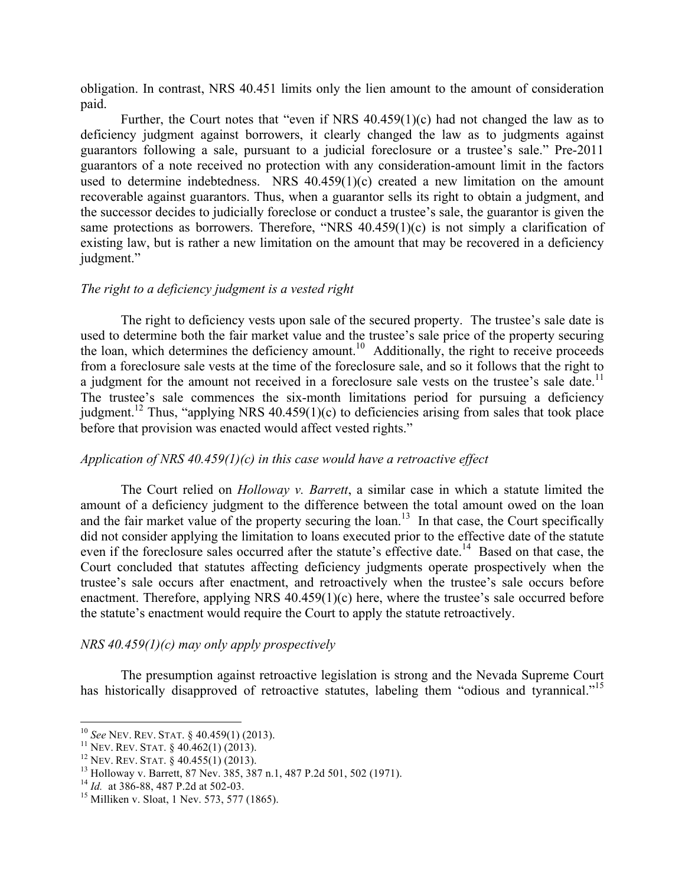obligation. In contrast, NRS 40.451 limits only the lien amount to the amount of consideration paid.

Further, the Court notes that "even if NRS 40.459(1)(c) had not changed the law as to deficiency judgment against borrowers, it clearly changed the law as to judgments against guarantors following a sale, pursuant to a judicial foreclosure or a trustee's sale." Pre-2011 guarantors of a note received no protection with any consideration-amount limit in the factors used to determine indebtedness. NRS 40.459(1)(c) created a new limitation on the amount recoverable against guarantors. Thus, when a guarantor sells its right to obtain a judgment, and the successor decides to judicially foreclose or conduct a trustee's sale, the guarantor is given the same protections as borrowers. Therefore, "NRS 40.459(1)(c) is not simply a clarification of existing law, but is rather a new limitation on the amount that may be recovered in a deficiency judgment."

*The right to a deficiency judgment is a vested right*

The right to deficiency vests upon sale of the secured property. The trustee's sale date is used to determine both the fair market value and the trustee's sale price of the property securing the loan, which determines the deficiency amount.[10] Additionally, the right to receive proceeds from a foreclosure sale vests at the time of the foreclosure sale, and so it follows that the right to a judgment for the amount not received in a foreclosure sale vests on the trustee's sale date.[11] The trustee's sale commences the six-month limitations period for pursuing a deficiency judgment.[12] Thus, "applying NRS 40.459(1)(c) to deficiencies arising from sales that took place before that provision was enacted would affect vested rights."

*Application of NRS 40.459(1)(c) in this case would have a retroactive effect*

The Court relied on *Holloway v. Barrett*, a similar case in which a statute limited the amount of a deficiency judgment to the difference between the total amount owed on the loan and the fair market value of the property securing the loan.[13] In that case, the Court specifically did not consider applying the limitation to loans executed prior to the effective date of the statute even if the foreclosure sales occurred after the statute's effective date.[14] Based on that case, the Court concluded that statutes affecting deficiency judgments operate prospectively when the trustee's sale occurs after enactment, and retroactively when the trustee's sale occurs before enactment. Therefore, applying NRS 40.459(1)(c) here, where the trustee's sale occurred before the statute's enactment would require the Court to apply the statute retroactively.

*NRS 40.459(1)(c) may only apply prospectively*

The presumption against retroactive legislation is strong and the Nevada Supreme Court has historically disapproved of retroactive statutes, labeling them "odious and tyrannical."[15]

---

[10] *See* NEV. REV. STAT. § 40.459(1) (2013).
[11] NEV. REV. STAT. § 40.462(1) (2013).
[12] NEV. REV. STAT. § 40.455(1) (2013).
[13] Holloway v. Barrett, 87 Nev. 385, 387 n.1, 487 P.2d 501, 502 (1971).
[14] *Id.* at 386-88, 487 P.2d at 502-03.
[15] Milliken v. Sloat, 1 Nev. 573, 577 (1865).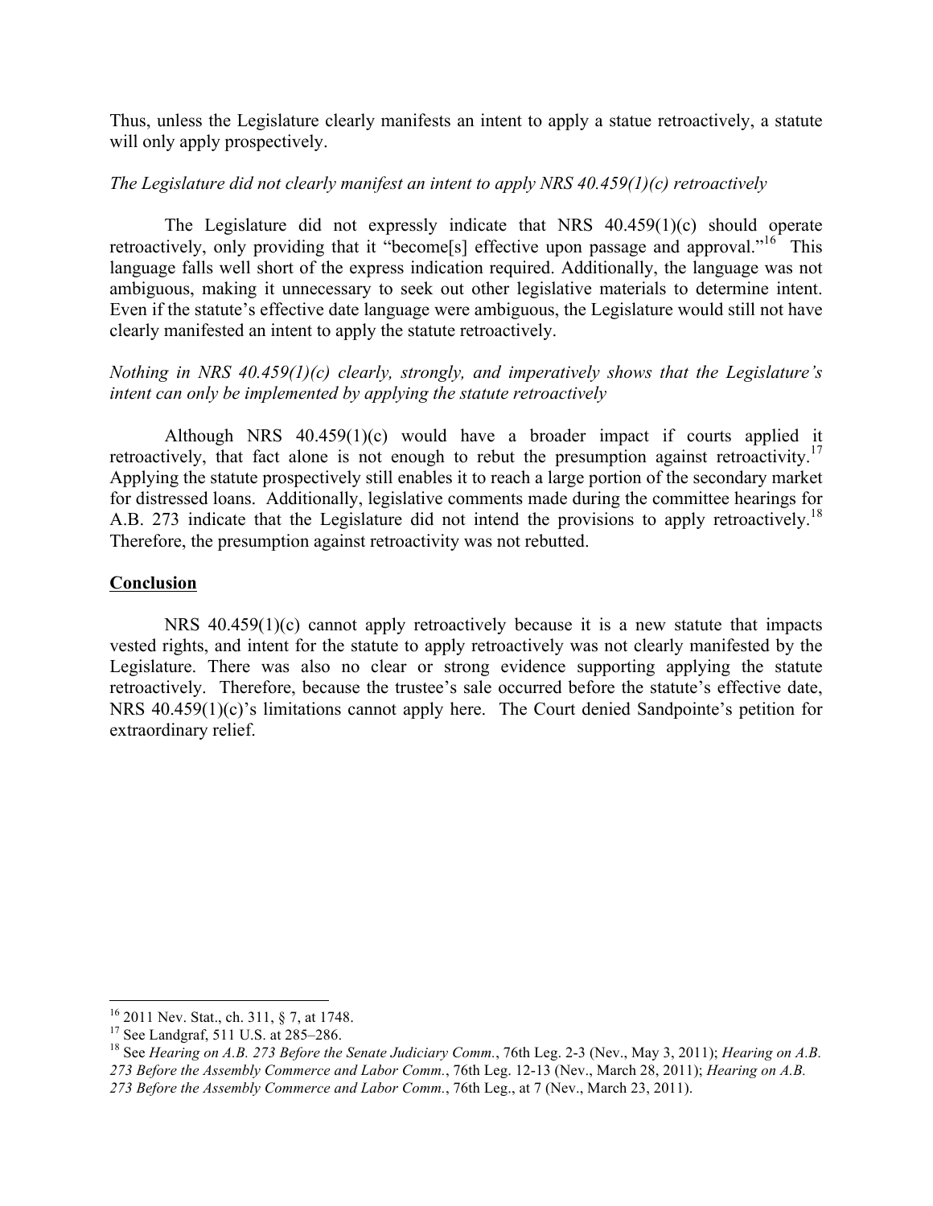Thus, unless the Legislature clearly manifests an intent to apply a statue retroactively, a statute will only apply prospectively.

*The Legislature did not clearly manifest an intent to apply NRS 40.459(1)(c) retroactively*

The Legislature did not expressly indicate that NRS 40.459(1)(c) should operate retroactively, only providing that it "become[s] effective upon passage and approval."[16] This language falls well short of the express indication required. Additionally, the language was not ambiguous, making it unnecessary to seek out other legislative materials to determine intent. Even if the statute's effective date language were ambiguous, the Legislature would still not have clearly manifested an intent to apply the statute retroactively.

*Nothing in NRS 40.459(1)(c) clearly, strongly, and imperatively shows that the Legislature's intent can only be implemented by applying the statute retroactively*

Although NRS 40.459(1)(c) would have a broader impact if courts applied it retroactively, that fact alone is not enough to rebut the presumption against retroactivity.[17] Applying the statute prospectively still enables it to reach a large portion of the secondary market for distressed loans. Additionally, legislative comments made during the committee hearings for A.B. 273 indicate that the Legislature did not intend the provisions to apply retroactively.[18] Therefore, the presumption against retroactivity was not rebutted.

**<u>Conclusion</u>**

NRS 40.459(1)(c) cannot apply retroactively because it is a new statute that impacts vested rights, and intent for the statute to apply retroactively was not clearly manifested by the Legislature. There was also no clear or strong evidence supporting applying the statute retroactively. Therefore, because the trustee's sale occurred before the statute's effective date, NRS 40.459(1)(c)'s limitations cannot apply here. The Court denied Sandpointe's petition for extraordinary relief.

---

[16] 2011 Nev. Stat., ch. 311, § 7, at 1748.

[17] See Landgraf, 511 U.S. at 285–286.

[18] See *Hearing on A.B. 273 Before the Senate Judiciary Comm.*, 76th Leg. 2-3 (Nev., May 3, 2011); *Hearing on A.B. 273 Before the Assembly Commerce and Labor Comm.*, 76th Leg. 12-13 (Nev., March 28, 2011); *Hearing on A.B. 273 Before the Assembly Commerce and Labor Comm.*, 76th Leg., at 7 (Nev., March 23, 2011).